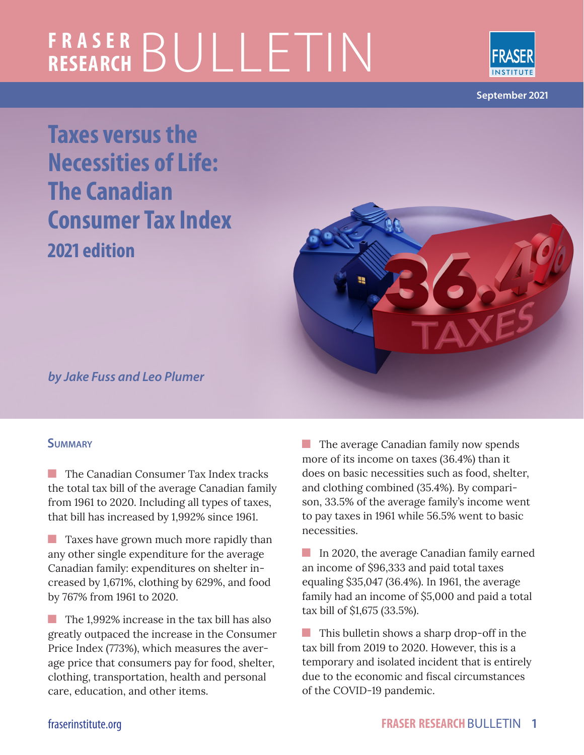# Taxes versus the Necessities of Life: The Canadian Consumer Tax Index

## 2021 edition

*by Jake Fuss and Leo Plumer*

September 2021

### Summary

- The Canadian Consumer Tax Index tracks the total tax bill of the average Canadian family from 1961 to 2020. Including all types of taxes, that bill has increased by 1,992% since 1961.

- Taxes have grown much more rapidly than any other single expenditure for the average Canadian family: expenditures on shelter increased by 1,671%, clothing by 629%, and food by 767% from 1961 to 2020.

- The 1,992% increase in the tax bill has also greatly outpaced the increase in the Consumer Price Index (773%), which measures the average price that consumers pay for food, shelter, clothing, transportation, health and personal care, education, and other items.

- The average Canadian family now spends more of its income on taxes (36.4%) than it does on basic necessities such as food, shelter, and clothing combined (35.4%). By comparison, 33.5% of the average family's income went to pay taxes in 1961 while 56.5% went to basic necessities.

- In 2020, the average Canadian family earned an income of $96,333 and paid total taxes equaling $35,047 (36.4%). In 1961, the average family had an income of $5,000 and paid a total tax bill of $1,675 (33.5%).

- This bulletin shows a sharp drop-off in the tax bill from 2019 to 2020. However, this is a temporary and isolated incident that is entirely due to the economic and fiscal circumstances of the COVID-19 pandemic.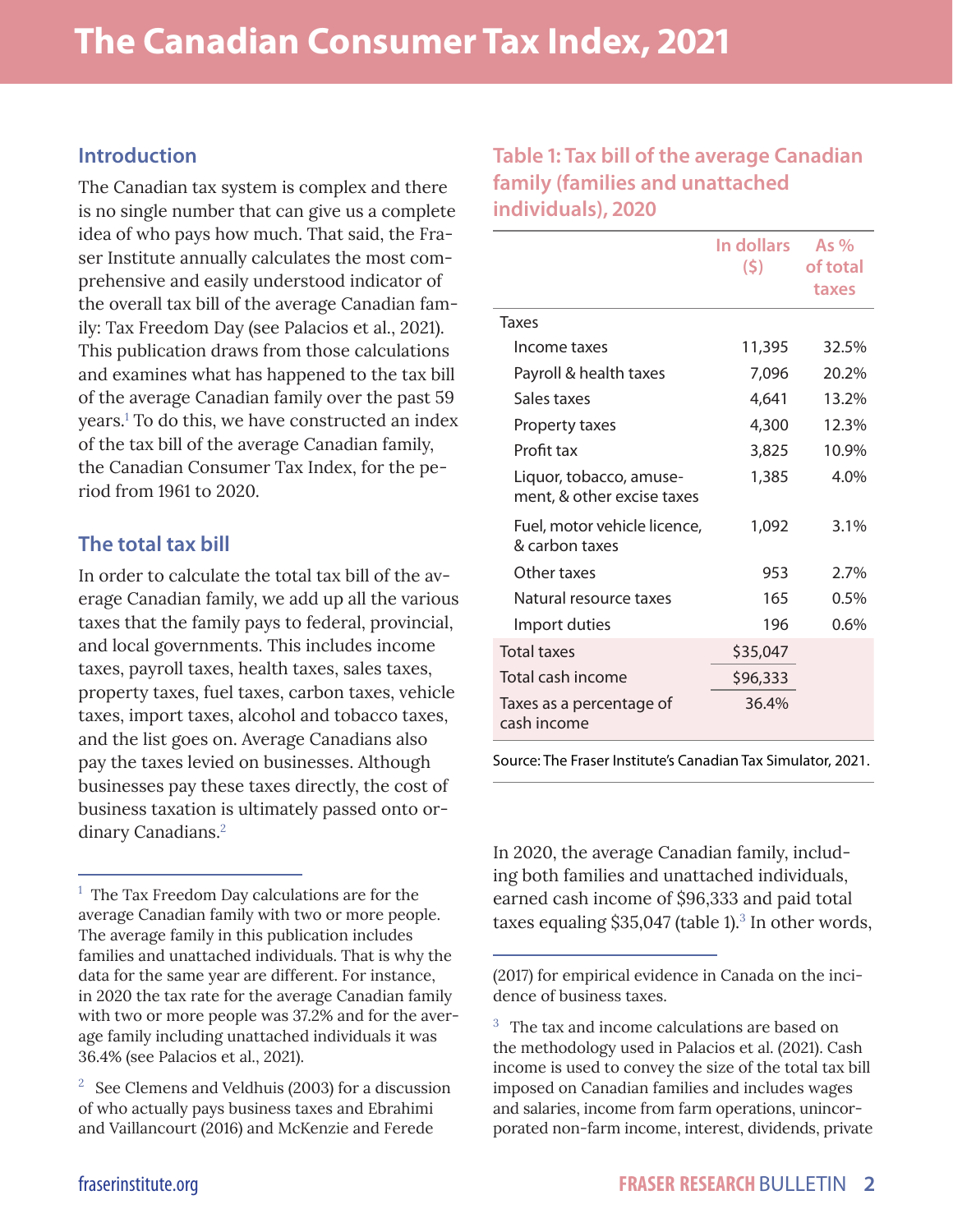# The Canadian Consumer Tax Index, 2021

## Introduction

The Canadian tax system is complex and there is no single number that can give us a complete idea of who pays how much. That said, the Fraser Institute annually calculates the most comprehensive and easily understood indicator of the overall tax bill of the average Canadian family: Tax Freedom Day (see Palacios et al., 2021). This publication draws from those calculations and examines what has happened to the tax bill of the average Canadian family over the past 59 years.[1] To do this, we have constructed an index of the tax bill of the average Canadian family, the Canadian Consumer Tax Index, for the period from 1961 to 2020.

## The total tax bill

In order to calculate the total tax bill of the average Canadian family, we add up all the various taxes that the family pays to federal, provincial, and local governments. This includes income taxes, payroll taxes, health taxes, sales taxes, property taxes, fuel taxes, carbon taxes, vehicle taxes, import taxes, alcohol and tobacco taxes, and the list goes on. Average Canadians also pay the taxes levied on businesses. Although businesses pay these taxes directly, the cost of business taxation is ultimately passed onto ordinary Canadians.[2]

### Table 1: Tax bill of the average Canadian family (families and unattached individuals), 2020

| | In dollars ($) | As % of total taxes |
|---|---|---|
| Taxes | | |
| Income taxes | 11,395 | 32.5% |
| Payroll & health taxes | 7,096 | 20.2% |
| Sales taxes | 4,641 | 13.2% |
| Property taxes | 4,300 | 12.3% |
| Profit tax | 3,825 | 10.9% |
| Liquor, tobacco, amusement, & other excise taxes | 1,385 | 4.0% |
| Fuel, motor vehicle licence, & carbon taxes | 1,092 | 3.1% |
| Other taxes | 953 | 2.7% |
| Natural resource taxes | 165 | 0.5% |
| Import duties | 196 | 0.6% |
| Total taxes | $35,047 | |
| Total cash income | $96,333 | |
| Taxes as a percentage of cash income | 36.4% | |

Source: The Fraser Institute's Canadian Tax Simulator, 2021.

In 2020, the average Canadian family, including both families and unattached individuals, earned cash income of $96,333 and paid total taxes equaling $35,047 (table 1).[3] In other words,

---

[1] The Tax Freedom Day calculations are for the average Canadian family with two or more people. The average family in this publication includes families and unattached individuals. That is why the data for the same year are different. For instance, in 2020 the tax rate for the average Canadian family with two or more people was 37.2% and for the average family including unattached individuals it was 36.4% (see Palacios et al., 2021).

[2] See Clemens and Veldhuis (2003) for a discussion of who actually pays business taxes and Ebrahimi and Vaillancourt (2016) and McKenzie and Ferede (2017) for empirical evidence in Canada on the incidence of business taxes.

[3] The tax and income calculations are based on the methodology used in Palacios et al. (2021). Cash income is used to convey the size of the total tax bill imposed on Canadian families and includes wages and salaries, income from farm operations, unincorporated non-farm income, interest, dividends, private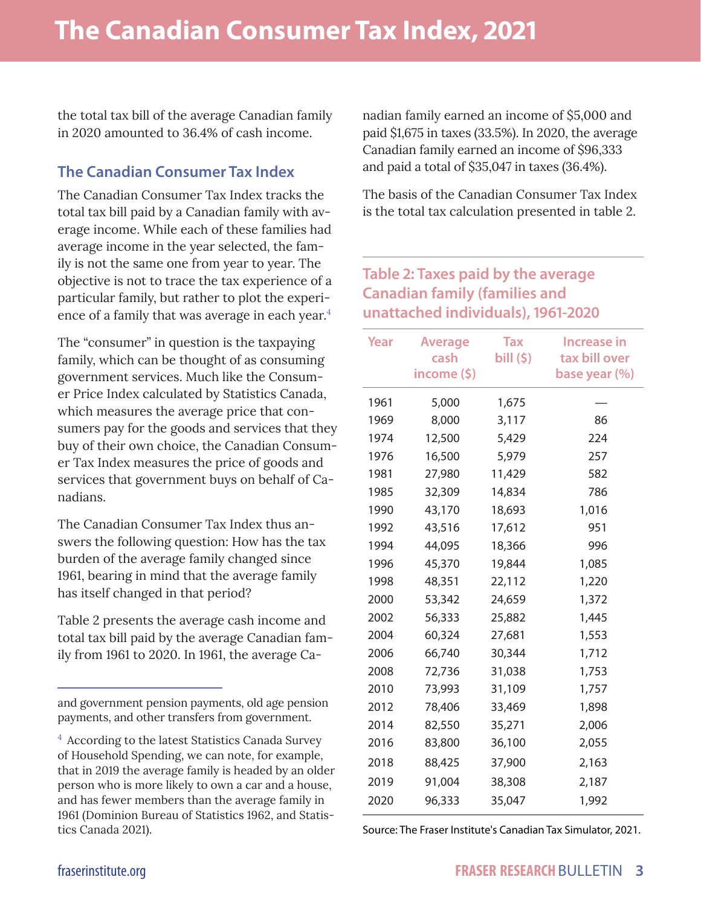the total tax bill of the average Canadian family in 2020 amounted to 36.4% of cash income.

## The Canadian Consumer Tax Index

The Canadian Consumer Tax Index tracks the total tax bill paid by a Canadian family with average income. While each of these families had average income in the year selected, the family is not the same one from year to year. The objective is not to trace the tax experience of a particular family, but rather to plot the experience of a family that was average in each year.[4]

The "consumer" in question is the taxpaying family, which can be thought of as consuming government services. Much like the Consumer Price Index calculated by Statistics Canada, which measures the average price that consumers pay for the goods and services that they buy of their own choice, the Canadian Consumer Tax Index measures the price of goods and services that government buys on behalf of Canadians.

The Canadian Consumer Tax Index thus answers the following question: How has the tax burden of the average family changed since 1961, bearing in mind that the average family has itself changed in that period?

Table 2 presents the average cash income and total tax bill paid by the average Canadian family from 1961 to 2020. In 1961, the average Canadian family earned an income of $5,000 and paid $1,675 in taxes (33.5%). In 2020, the average Canadian family earned an income of $96,333 and paid a total of $35,047 in taxes (36.4%).

The basis of the Canadian Consumer Tax Index is the total tax calculation presented in table 2.

### Table 2: Taxes paid by the average Canadian family (families and unattached individuals), 1961-2020

| Year | Average cash income ($) | Tax bill ($) | Increase in tax bill over base year (%) |
|---|---|---|---|
| 1961 | 5,000 | 1,675 | — |
| 1969 | 8,000 | 3,117 | 86 |
| 1974 | 12,500 | 5,429 | 224 |
| 1976 | 16,500 | 5,979 | 257 |
| 1981 | 27,980 | 11,429 | 582 |
| 1985 | 32,309 | 14,834 | 786 |
| 1990 | 43,170 | 18,693 | 1,016 |
| 1992 | 43,516 | 17,612 | 951 |
| 1994 | 44,095 | 18,366 | 996 |
| 1996 | 45,370 | 19,844 | 1,085 |
| 1998 | 48,351 | 22,112 | 1,220 |
| 2000 | 53,342 | 24,659 | 1,372 |
| 2002 | 56,333 | 25,882 | 1,445 |
| 2004 | 60,324 | 27,681 | 1,553 |
| 2006 | 66,740 | 30,344 | 1,712 |
| 2008 | 72,736 | 31,038 | 1,753 |
| 2010 | 73,993 | 31,109 | 1,757 |
| 2012 | 78,406 | 33,469 | 1,898 |
| 2014 | 82,550 | 35,271 | 2,006 |
| 2016 | 83,800 | 36,100 | 2,055 |
| 2018 | 88,425 | 37,900 | 2,163 |
| 2019 | 91,004 | 38,308 | 2,187 |
| 2020 | 96,333 | 35,047 | 1,992 |

Source: The Fraser Institute's Canadian Tax Simulator, 2021.

---

and government pension payments, old age pension payments, and other transfers from government.

[4] According to the latest Statistics Canada Survey of Household Spending, we can note, for example, that in 2019 the average family is headed by an older person who is more likely to own a car and a house, and has fewer members than the average family in 1961 (Dominion Bureau of Statistics 1962, and Statistics Canada 2021).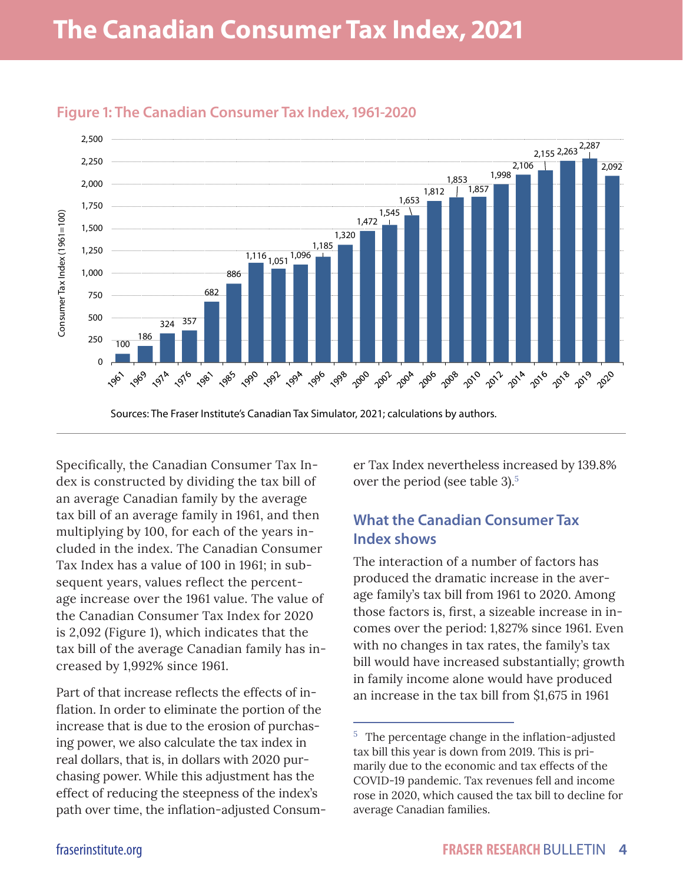# The Canadian Consumer Tax Index, 2021

**Figure 1: The Canadian Consumer Tax Index, 1961-2020**

| Year | Consumer Tax Index (1961=100) |
|---|---|
| 1961 | 100 |
| 1969 | 186 |
| 1974 | 324 |
| 1976 | 357 |
| 1981 | 682 |
| 1985 | 886 |
| 1990 | 1,116 |
| 1992 | 1,051 |
| 1994 | 1,096 |
| 1996 | 1,185 |
| 1998 | 1,320 |
| 2000 | 1,472 |
| 2002 | 1,545 |
| 2004 | 1,653 |
| 2006 | 1,812 |
| 2008 | 1,853 |
| 2010 | 1,857 |
| 2012 | 1,998 |
| 2014 | 2,106 |
| 2016 | 2,155 |
| 2018 | 2,263 |
| 2019 | 2,287 |
| 2020 | 2,092 |

Sources: The Fraser Institute's Canadian Tax Simulator, 2021; calculations by authors.

Specifically, the Canadian Consumer Tax Index is constructed by dividing the tax bill of an average Canadian family by the average tax bill of an average family in 1961, and then multiplying by 100, for each of the years included in the index. The Canadian Consumer Tax Index has a value of 100 in 1961; in subsequent years, values reflect the percentage increase over the 1961 value. The value of the Canadian Consumer Tax Index for 2020 is 2,092 (Figure 1), which indicates that the tax bill of the average Canadian family has increased by 1,992% since 1961.

Part of that increase reflects the effects of inflation. In order to eliminate the portion of the increase that is due to the erosion of purchasing power, we also calculate the tax index in real dollars, that is, in dollars with 2020 purchasing power. While this adjustment has the effect of reducing the steepness of the index's path over time, the inflation-adjusted Consumer Tax Index nevertheless increased by 139.8% over the period (see table 3).[5]

## What the Canadian Consumer Tax Index shows

The interaction of a number of factors has produced the dramatic increase in the average family's tax bill from 1961 to 2020. Among those factors is, first, a sizeable increase in incomes over the period: 1,827% since 1961. Even with no changes in tax rates, the family's tax bill would have increased substantially; growth in family income alone would have produced an increase in the tax bill from $1,675 in 1961

[5] The percentage change in the inflation-adjusted tax bill this year is down from 2019. This is primarily due to the economic and tax effects of the COVID-19 pandemic. Tax revenues fell and income rose in 2020, which caused the tax bill to decline for average Canadian families.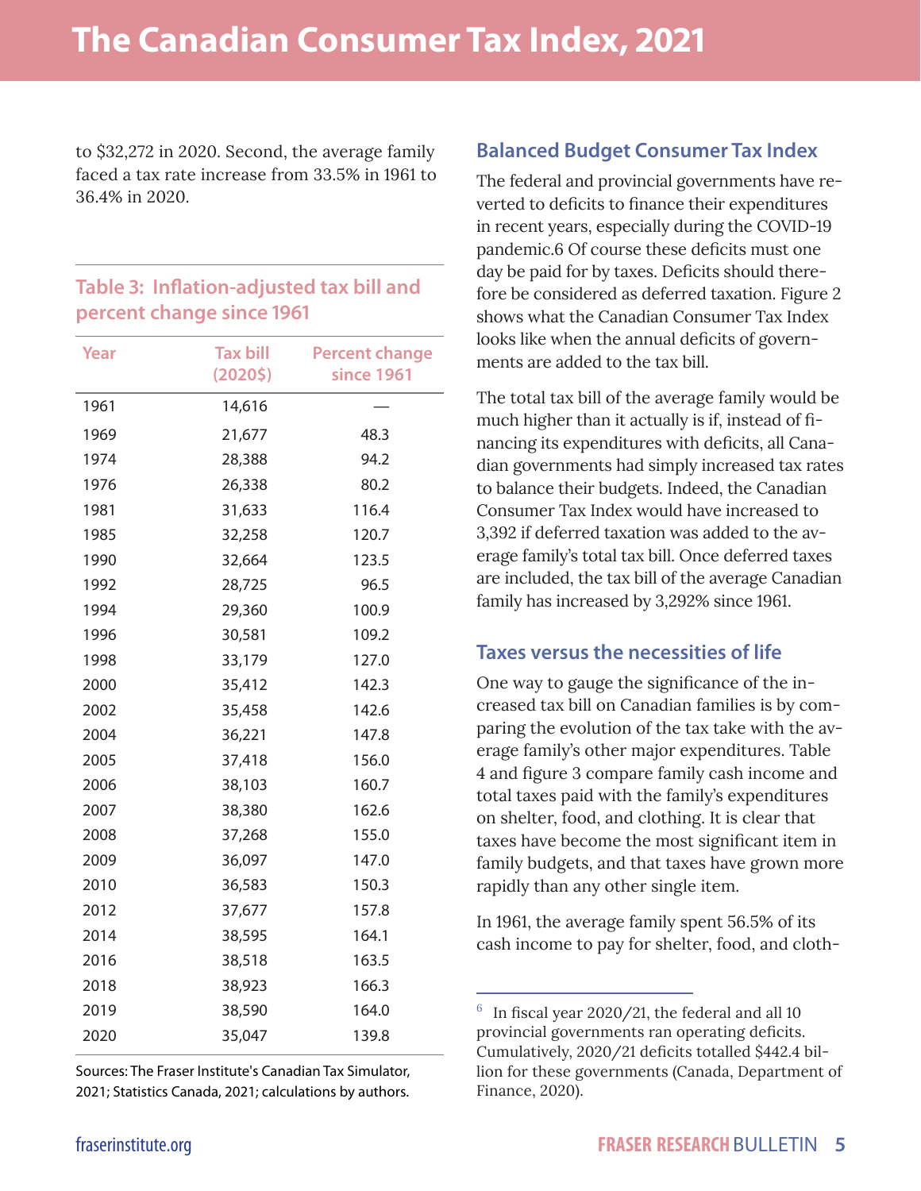to $32,272 in 2020. Second, the average family faced a tax rate increase from 33.5% in 1961 to 36.4% in 2020.

### Table 3: Inflation-adjusted tax bill and percent change since 1961

| Year | Tax bill (2020$) | Percent change since 1961 |
|---|---|---|
| 1961 | 14,616 | — |
| 1969 | 21,677 | 48.3 |
| 1974 | 28,388 | 94.2 |
| 1976 | 26,338 | 80.2 |
| 1981 | 31,633 | 116.4 |
| 1985 | 32,258 | 120.7 |
| 1990 | 32,664 | 123.5 |
| 1992 | 28,725 | 96.5 |
| 1994 | 29,360 | 100.9 |
| 1996 | 30,581 | 109.2 |
| 1998 | 33,179 | 127.0 |
| 2000 | 35,412 | 142.3 |
| 2002 | 35,458 | 142.6 |
| 2004 | 36,221 | 147.8 |
| 2005 | 37,418 | 156.0 |
| 2006 | 38,103 | 160.7 |
| 2007 | 38,380 | 162.6 |
| 2008 | 37,268 | 155.0 |
| 2009 | 36,097 | 147.0 |
| 2010 | 36,583 | 150.3 |
| 2012 | 37,677 | 157.8 |
| 2014 | 38,595 | 164.1 |
| 2016 | 38,518 | 163.5 |
| 2018 | 38,923 | 166.3 |
| 2019 | 38,590 | 164.0 |
| 2020 | 35,047 | 139.8 |

Sources: The Fraser Institute's Canadian Tax Simulator, 2021; Statistics Canada, 2021; calculations by authors.

## Balanced Budget Consumer Tax Index

The federal and provincial governments have reverted to deficits to finance their expenditures in recent years, especially during the COVID-19 pandemic.6 Of course these deficits must one day be paid for by taxes. Deficits should therefore be considered as deferred taxation. Figure 2 shows what the Canadian Consumer Tax Index looks like when the annual deficits of governments are added to the tax bill.

The total tax bill of the average family would be much higher than it actually is if, instead of financing its expenditures with deficits, all Canadian governments had simply increased tax rates to balance their budgets. Indeed, the Canadian Consumer Tax Index would have increased to 3,392 if deferred taxation was added to the average family's total tax bill. Once deferred taxes are included, the tax bill of the average Canadian family has increased by 3,292% since 1961.

## Taxes versus the necessities of life

One way to gauge the significance of the increased tax bill on Canadian families is by comparing the evolution of the tax take with the average family's other major expenditures. Table 4 and figure 3 compare family cash income and total taxes paid with the family's expenditures on shelter, food, and clothing. It is clear that taxes have become the most significant item in family budgets, and that taxes have grown more rapidly than any other single item.

In 1961, the average family spent 56.5% of its cash income to pay for shelter, food, and cloth-

[6] In fiscal year 2020/21, the federal and all 10 provincial governments ran operating deficits. Cumulatively, 2020/21 deficits totalled $442.4 billion for these governments (Canada, Department of Finance, 2020).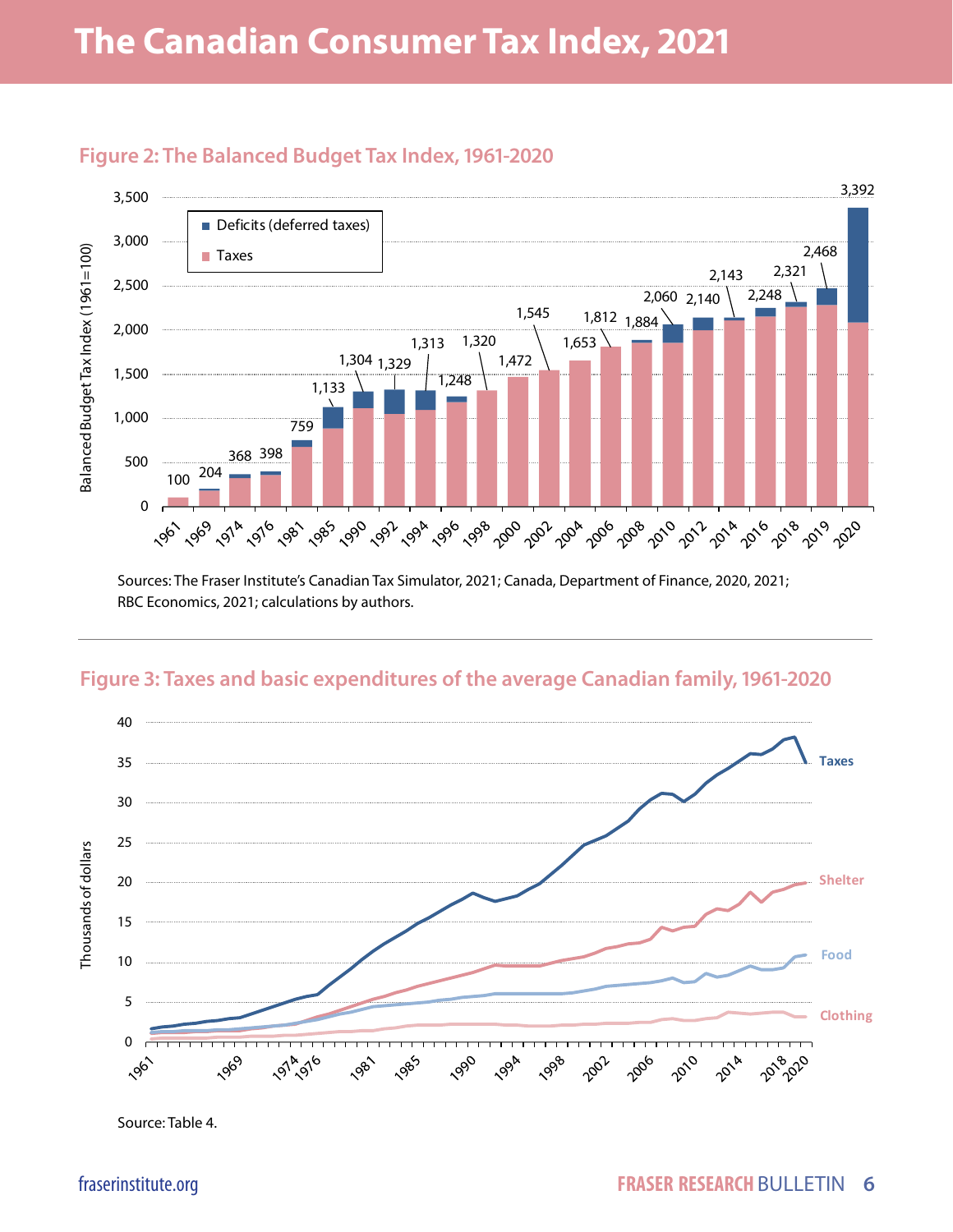# The Canadian Consumer Tax Index, 2021

## Figure 2: The Balanced Budget Tax Index, 1961-2020

Sources: The Fraser Institute's Canadian Tax Simulator, 2021; Canada, Department of Finance, 2020, 2021; RBC Economics, 2021; calculations by authors.

## Figure 3: Taxes and basic expenditures of the average Canadian family, 1961-2020

Source: Table 4.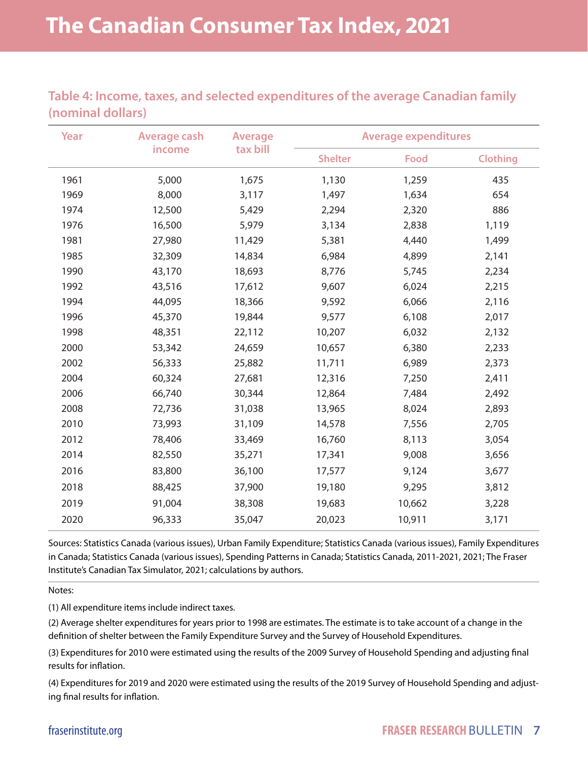# The Canadian Consumer Tax Index, 2021

### Table 4: Income, taxes, and selected expenditures of the average Canadian family (nominal dollars)

| Year | Average cash income | Average tax bill | Average expenditures | | |
|---|---|---|---|---|---|
| | | | Shelter | Food | Clothing |
| 1961 | 5,000 | 1,675 | 1,130 | 1,259 | 435 |
| 1969 | 8,000 | 3,117 | 1,497 | 1,634 | 654 |
| 1974 | 12,500 | 5,429 | 2,294 | 2,320 | 886 |
| 1976 | 16,500 | 5,979 | 3,134 | 2,838 | 1,119 |
| 1981 | 27,980 | 11,429 | 5,381 | 4,440 | 1,499 |
| 1985 | 32,309 | 14,834 | 6,984 | 4,899 | 2,141 |
| 1990 | 43,170 | 18,693 | 8,776 | 5,745 | 2,234 |
| 1992 | 43,516 | 17,612 | 9,607 | 6,024 | 2,215 |
| 1994 | 44,095 | 18,366 | 9,592 | 6,066 | 2,116 |
| 1996 | 45,370 | 19,844 | 9,577 | 6,108 | 2,017 |
| 1998 | 48,351 | 22,112 | 10,207 | 6,032 | 2,132 |
| 2000 | 53,342 | 24,659 | 10,657 | 6,380 | 2,233 |
| 2002 | 56,333 | 25,882 | 11,711 | 6,989 | 2,373 |
| 2004 | 60,324 | 27,681 | 12,316 | 7,250 | 2,411 |
| 2006 | 66,740 | 30,344 | 12,864 | 7,484 | 2,492 |
| 2008 | 72,736 | 31,038 | 13,965 | 8,024 | 2,893 |
| 2010 | 73,993 | 31,109 | 14,578 | 7,556 | 2,705 |
| 2012 | 78,406 | 33,469 | 16,760 | 8,113 | 3,054 |
| 2014 | 82,550 | 35,271 | 17,341 | 9,008 | 3,656 |
| 2016 | 83,800 | 36,100 | 17,577 | 9,124 | 3,677 |
| 2018 | 88,425 | 37,900 | 19,180 | 9,295 | 3,812 |
| 2019 | 91,004 | 38,308 | 19,683 | 10,662 | 3,228 |
| 2020 | 96,333 | 35,047 | 20,023 | 10,911 | 3,171 |

Sources: Statistics Canada (various issues), Urban Family Expenditure; Statistics Canada (various issues), Family Expenditures in Canada; Statistics Canada (various issues), Spending Patterns in Canada; Statistics Canada, 2011-2021, 2021; The Fraser Institute's Canadian Tax Simulator, 2021; calculations by authors.

Notes:

(1) All expenditure items include indirect taxes.

(2) Average shelter expenditures for years prior to 1998 are estimates. The estimate is to take account of a change in the definition of shelter between the Family Expenditure Survey and the Survey of Household Expenditures.

(3) Expenditures for 2010 were estimated using the results of the 2009 Survey of Household Spending and adjusting final results for inflation.

(4) Expenditures for 2019 and 2020 were estimated using the results of the 2019 Survey of Household Spending and adjusting final results for inflation.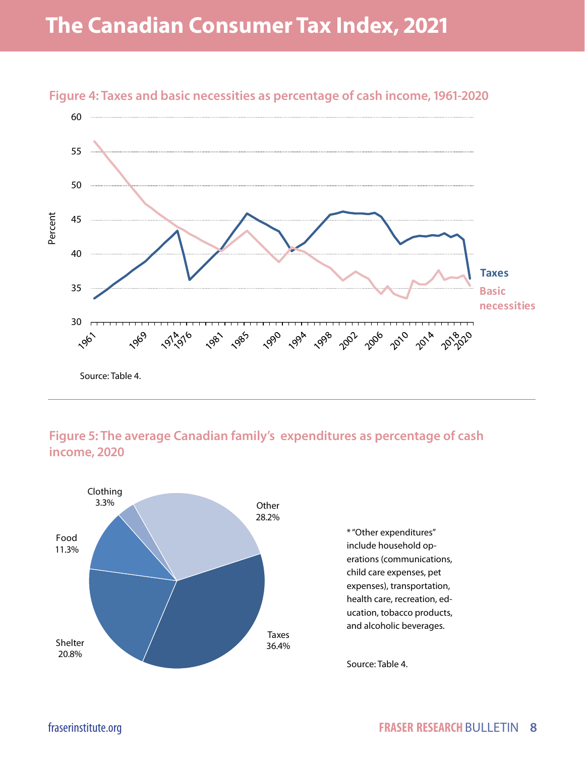## Figure 4: Taxes and basic necessities as percentage of cash income, 1961-2020

Source: Table 4.

## Figure 5: The average Canadian family's expenditures as percentage of cash income, 2020

| Category | Percent |
|---|---|
| Taxes | 36.4% |
| Other | 28.2% |
| Shelter | 20.8% |
| Food | 11.3% |
| Clothing | 3.3% |

* "Other expenditures" include household operations (communications, child care expenses, pet expenses), transportation, health care, recreation, education, tobacco products, and alcoholic beverages.

Source: Table 4.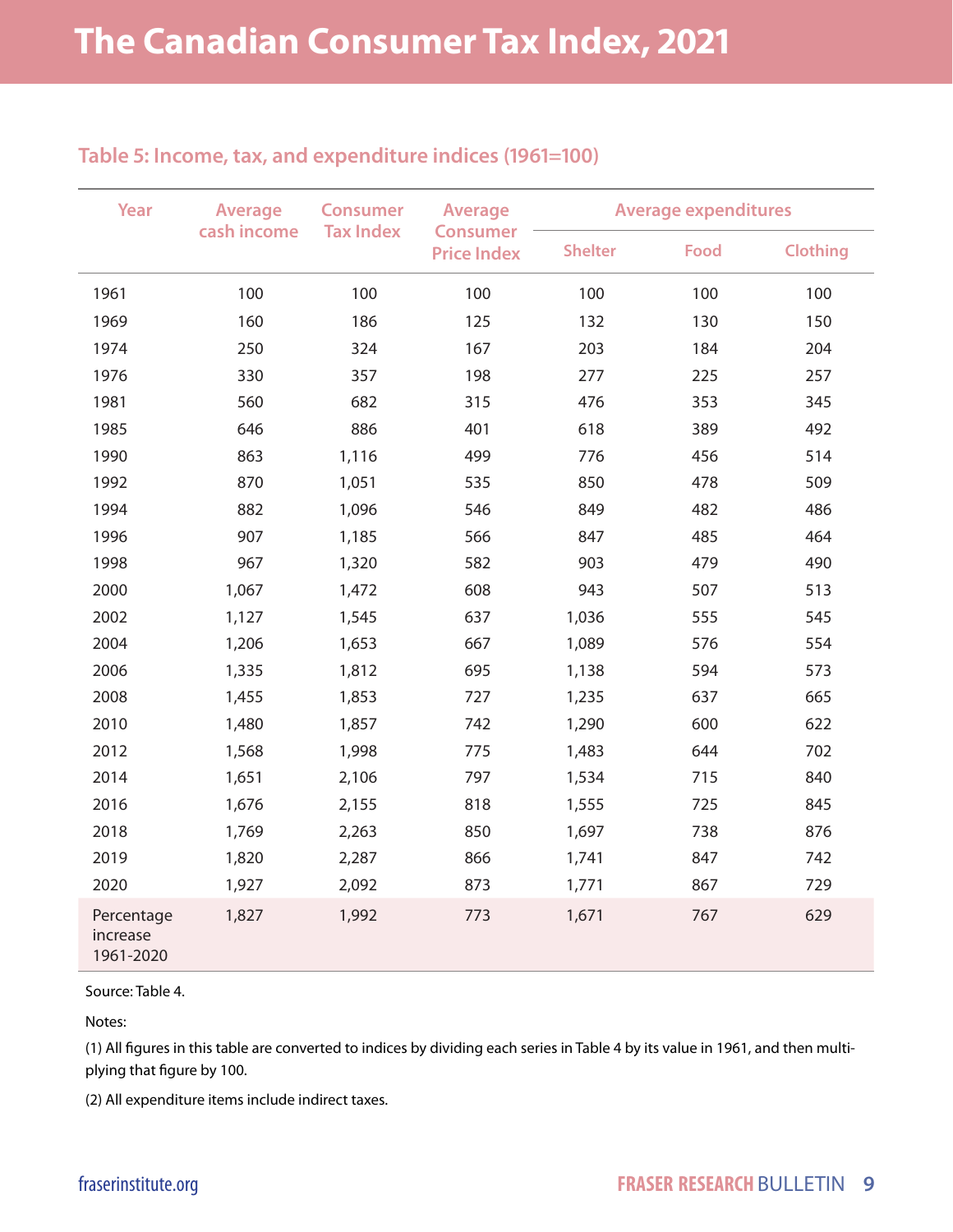## Table 5: Income, tax, and expenditure indices (1961=100)

| Year | Average cash income | Consumer Tax Index | Average Consumer Price Index | Average expenditures | | |
|---|---|---|---|---|---|---|
| | | | | Shelter | Food | Clothing |
| 1961 | 100 | 100 | 100 | 100 | 100 | 100 |
| 1969 | 160 | 186 | 125 | 132 | 130 | 150 |
| 1974 | 250 | 324 | 167 | 203 | 184 | 204 |
| 1976 | 330 | 357 | 198 | 277 | 225 | 257 |
| 1981 | 560 | 682 | 315 | 476 | 353 | 345 |
| 1985 | 646 | 886 | 401 | 618 | 389 | 492 |
| 1990 | 863 | 1,116 | 499 | 776 | 456 | 514 |
| 1992 | 870 | 1,051 | 535 | 850 | 478 | 509 |
| 1994 | 882 | 1,096 | 546 | 849 | 482 | 486 |
| 1996 | 907 | 1,185 | 566 | 847 | 485 | 464 |
| 1998 | 967 | 1,320 | 582 | 903 | 479 | 490 |
| 2000 | 1,067 | 1,472 | 608 | 943 | 507 | 513 |
| 2002 | 1,127 | 1,545 | 637 | 1,036 | 555 | 545 |
| 2004 | 1,206 | 1,653 | 667 | 1,089 | 576 | 554 |
| 2006 | 1,335 | 1,812 | 695 | 1,138 | 594 | 573 |
| 2008 | 1,455 | 1,853 | 727 | 1,235 | 637 | 665 |
| 2010 | 1,480 | 1,857 | 742 | 1,290 | 600 | 622 |
| 2012 | 1,568 | 1,998 | 775 | 1,483 | 644 | 702 |
| 2014 | 1,651 | 2,106 | 797 | 1,534 | 715 | 840 |
| 2016 | 1,676 | 2,155 | 818 | 1,555 | 725 | 845 |
| 2018 | 1,769 | 2,263 | 850 | 1,697 | 738 | 876 |
| 2019 | 1,820 | 2,287 | 866 | 1,741 | 847 | 742 |
| 2020 | 1,927 | 2,092 | 873 | 1,771 | 867 | 729 |
| Percentage increase 1961-2020 | 1,827 | 1,992 | 773 | 1,671 | 767 | 629 |

Source: Table 4.

Notes:

(1) All figures in this table are converted to indices by dividing each series in Table 4 by its value in 1961, and then multiplying that figure by 100.

(2) All expenditure items include indirect taxes.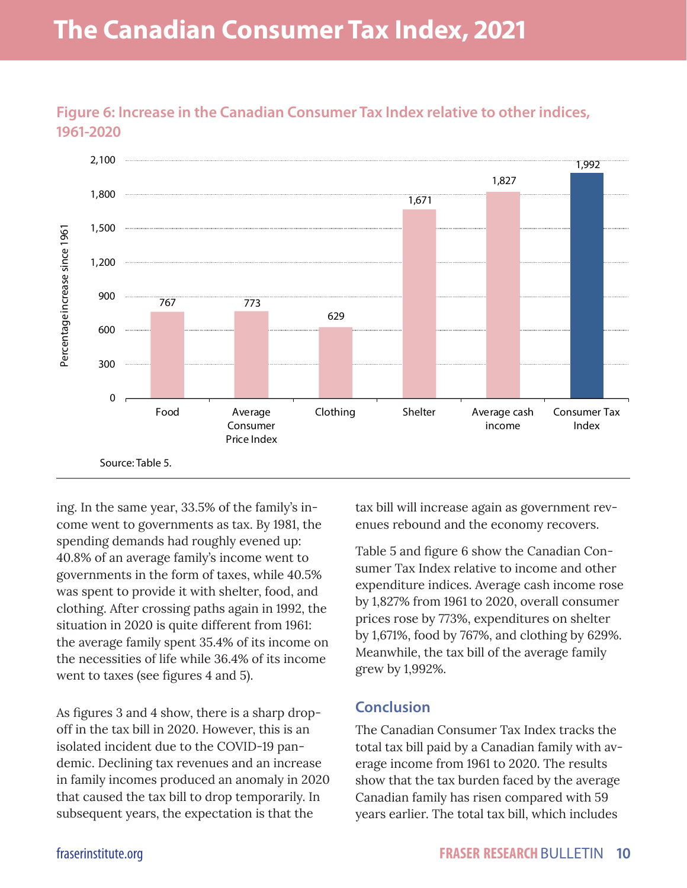# The Canadian Consumer Tax Index, 2021

**Figure 6: Increase in the Canadian Consumer Tax Index relative to other indices, 1961-2020**

| | Percentage increase since 1961 |
|---|---|
| Food | 767 |
| Average Consumer Price Index | 773 |
| Clothing | 629 |
| Shelter | 1,671 |
| Average cash income | 1,827 |
| Consumer Tax Index | 1,992 |

Source: Table 5.

ing. In the same year, 33.5% of the family's income went to governments as tax. By 1981, the spending demands had roughly evened up: 40.8% of an average family's income went to governments in the form of taxes, while 40.5% was spent to provide it with shelter, food, and clothing. After crossing paths again in 1992, the situation in 2020 is quite different from 1961: the average family spent 35.4% of its income on the necessities of life while 36.4% of its income went to taxes (see figures 4 and 5).

As figures 3 and 4 show, there is a sharp drop-off in the tax bill in 2020. However, this is an isolated incident due to the COVID-19 pandemic. Declining tax revenues and an increase in family incomes produced an anomaly in 2020 that caused the tax bill to drop temporarily. In subsequent years, the expectation is that the tax bill will increase again as government revenues rebound and the economy recovers.

Table 5 and figure 6 show the Canadian Consumer Tax Index relative to income and other expenditure indices. Average cash income rose by 1,827% from 1961 to 2020, overall consumer prices rose by 773%, expenditures on shelter by 1,671%, food by 767%, and clothing by 629%. Meanwhile, the tax bill of the average family grew by 1,992%.

## Conclusion

The Canadian Consumer Tax Index tracks the total tax bill paid by a Canadian family with average income from 1961 to 2020. The results show that the tax burden faced by the average Canadian family has risen compared with 59 years earlier. The total tax bill, which includes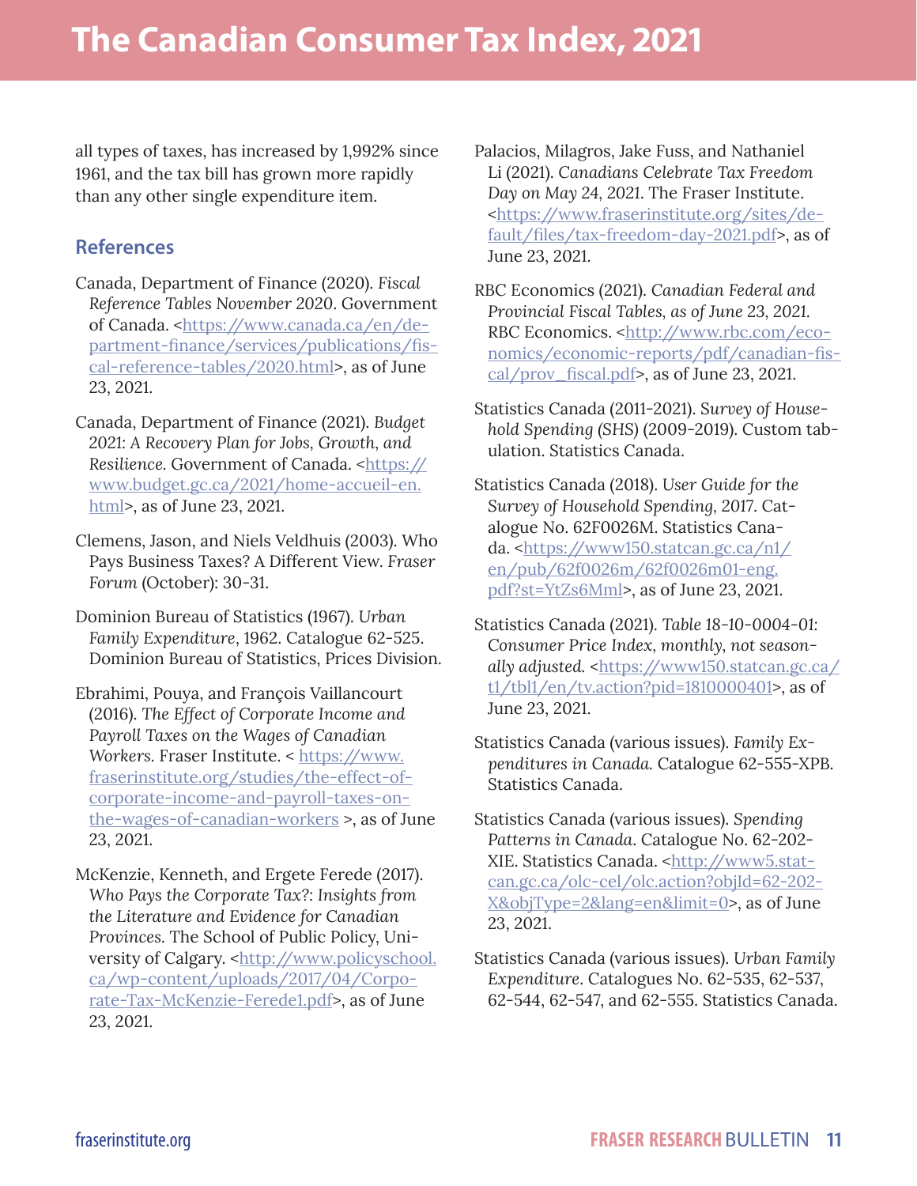all types of taxes, has increased by 1,992% since 1961, and the tax bill has grown more rapidly than any other single expenditure item.

## References

Canada, Department of Finance (2020). *Fiscal Reference Tables November 2020*. Government of Canada. <https://www.canada.ca/en/department-finance/services/publications/fiscal-reference-tables/2020.html>, as of June 23, 2021.

Canada, Department of Finance (2021). *Budget 2021: A Recovery Plan for Jobs, Growth, and Resilience.* Government of Canada. <https://www.budget.gc.ca/2021/home-accueil-en.html>, as of June 23, 2021.

Clemens, Jason, and Niels Veldhuis (2003). Who Pays Business Taxes? A Different View. *Fraser Forum* (October): 30-31.

Dominion Bureau of Statistics (1967). *Urban Family Expenditure*, 1962. Catalogue 62-525. Dominion Bureau of Statistics, Prices Division.

Ebrahimi, Pouya, and François Vaillancourt (2016). *The Effect of Corporate Income and Payroll Taxes on the Wages of Canadian Workers*. Fraser Institute. < https://www.fraserinstitute.org/studies/the-effect-of-corporate-income-and-payroll-taxes-on-the-wages-of-canadian-workers >, as of June 23, 2021.

McKenzie, Kenneth, and Ergete Ferede (2017). *Who Pays the Corporate Tax?: Insights from the Literature and Evidence for Canadian Provinces*. The School of Public Policy, University of Calgary. <http://www.policyschool.ca/wp-content/uploads/2017/04/Corporate-Tax-McKenzie-Ferede1.pdf>, as of June 23, 2021.

Palacios, Milagros, Jake Fuss, and Nathaniel Li (2021). *Canadians Celebrate Tax Freedom Day on May 24, 2021*. The Fraser Institute. <https://www.fraserinstitute.org/sites/default/files/tax-freedom-day-2021.pdf>, as of June 23, 2021.

RBC Economics (2021). *Canadian Federal and Provincial Fiscal Tables, as of June 23, 2021*. RBC Economics. <http://www.rbc.com/economics/economic-reports/pdf/canadian-fiscal/prov_fiscal.pdf>, as of June 23, 2021.

Statistics Canada (2011-2021). *Survey of Household Spending (SHS)* (2009-2019). Custom tabulation. Statistics Canada.

Statistics Canada (2018). *User Guide for the Survey of Household Spending, 2017*. Catalogue No. 62F0026M. Statistics Canada. <https://www150.statcan.gc.ca/n1/en/pub/62f0026m/62f0026m01-eng.pdf?st=YtZs6Mml>, as of June 23, 2021.

Statistics Canada (2021). *Table 18-10-0004-01: Consumer Price Index, monthly, not seasonally adjusted.* <https://www150.statcan.gc.ca/t1/tbl1/en/tv.action?pid=1810000401>, as of June 23, 2021.

Statistics Canada (various issues). *Family Expenditures in Canada.* Catalogue 62-555-XPB. Statistics Canada.

Statistics Canada (various issues). *Spending Patterns in Canada*. Catalogue No. 62-202-XIE. Statistics Canada. <http://www5.statcan.gc.ca/olc-cel/olc.action?objId=62-202-X&objType=2&lang=en&limit=0>, as of June 23, 2021.

Statistics Canada (various issues). *Urban Family Expenditure*. Catalogues No. 62-535, 62-537, 62-544, 62-547, and 62-555. Statistics Canada.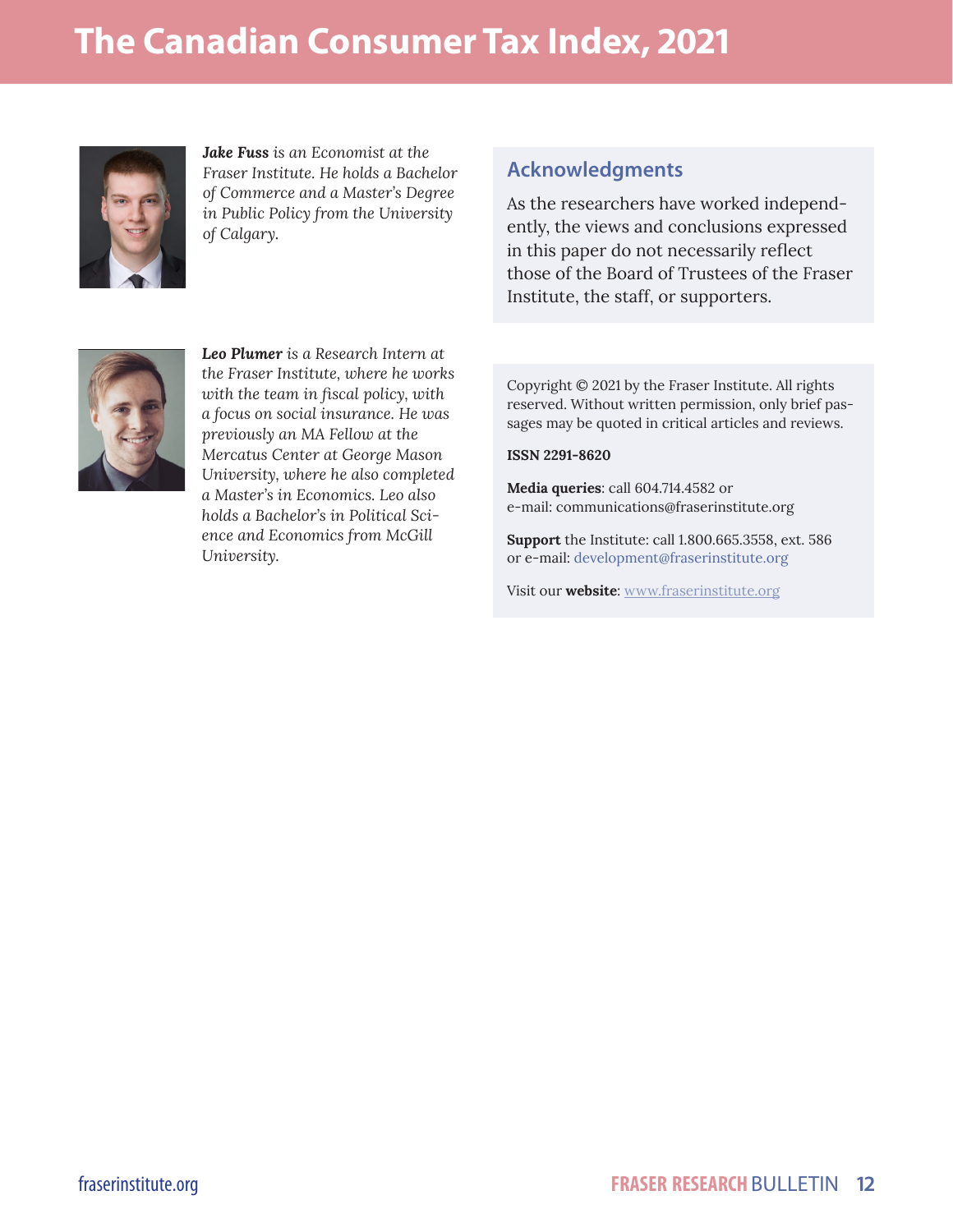*Jake Fuss* is an Economist at the Fraser Institute. He holds a Bachelor of Commerce and a Master's Degree in Public Policy from the University of Calgary.

*Leo Plumer* is a Research Intern at the Fraser Institute, where he works with the team in fiscal policy, with a focus on social insurance. He was previously an MA Fellow at the Mercatus Center at George Mason University, where he also completed a Master's in Economics. Leo also holds a Bachelor's in Political Science and Economics from McGill University.

## Acknowledgments

As the researchers have worked independently, the views and conclusions expressed in this paper do not necessarily reflect those of the Board of Trustees of the Fraser Institute, the staff, or supporters.

Copyright © 2021 by the Fraser Institute. All rights reserved. Without written permission, only brief passages may be quoted in critical articles and reviews.

**ISSN 2291-8620**

**Media queries**: call 604.714.4582 or e-mail: communications@fraserinstitute.org

**Support** the Institute: call 1.800.665.3558, ext. 586 or e-mail: development@fraserinstitute.org

Visit our **website**: www.fraserinstitute.org